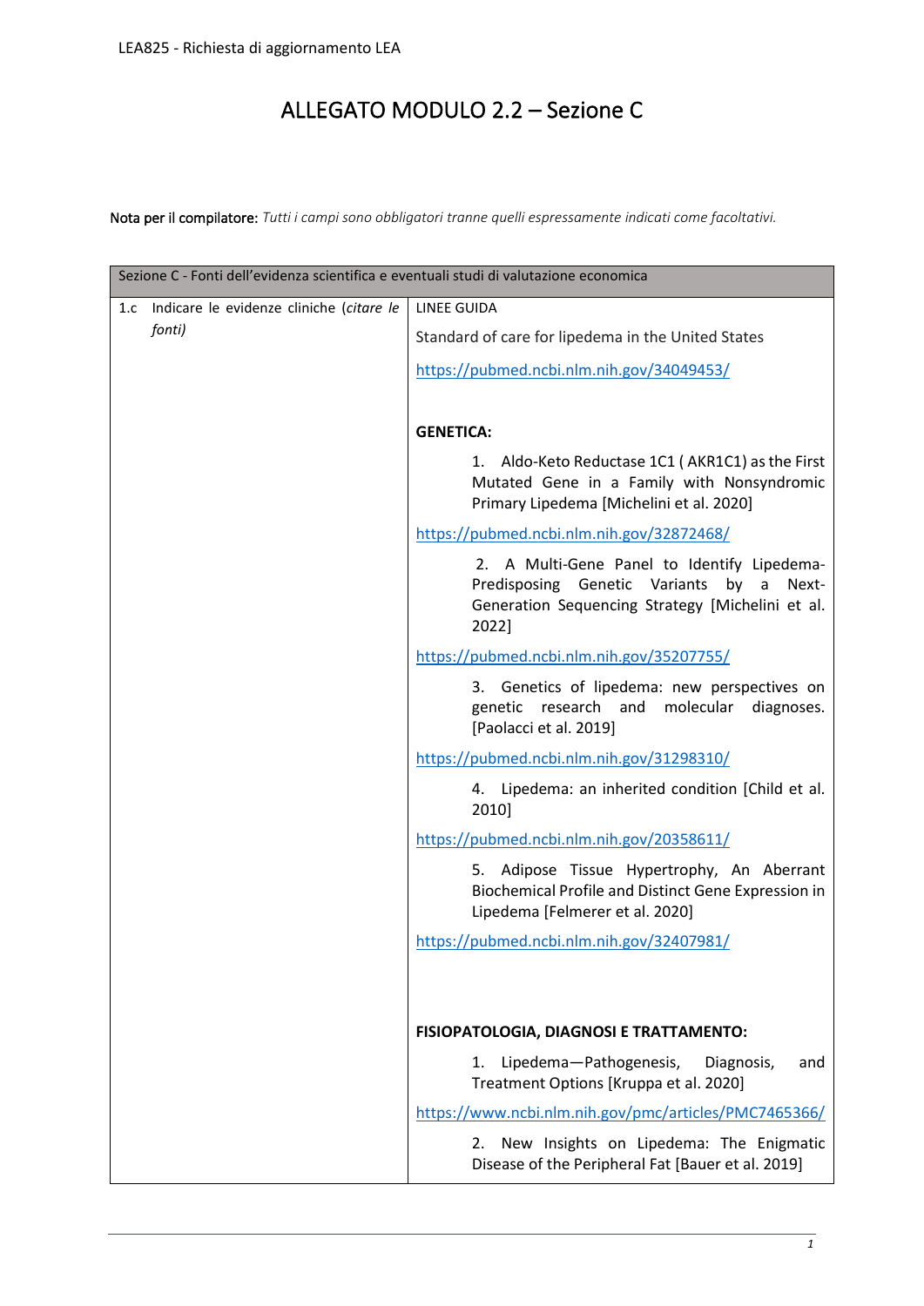# ALLEGATO MODULO 2.2 – Sezione C

**Nota per il compilatore:** *Tutti i campi sono obbligatori tranne quelli espressamente indicati come facoltativi.*

| Sezione C - Fonti dell'evidenza scientifica e eventuali studi di valutazione economica | |
|---|---|
| 1.c Indicare le evidenze cliniche (*citare le fonti*) | LINEE GUIDA<br><br>Standard of care for lipedema in the United States<br><br>https://pubmed.ncbi.nlm.nih.gov/34049453/<br><br>**GENETICA:**<br><br>1. Aldo-Keto Reductase 1C1 ( AKR1C1) as the First Mutated Gene in a Family with Nonsyndromic Primary Lipedema [Michelini et al. 2020]<br><br>https://pubmed.ncbi.nlm.nih.gov/32872468/<br><br>2. A Multi-Gene Panel to Identify Lipedema-Predisposing Genetic Variants by a Next-Generation Sequencing Strategy [Michelini et al. 2022]<br><br>https://pubmed.ncbi.nlm.nih.gov/35207755/<br><br>3. Genetics of lipedema: new perspectives on genetic research and molecular diagnoses. [Paolacci et al. 2019]<br><br>https://pubmed.ncbi.nlm.nih.gov/31298310/<br><br>4. Lipedema: an inherited condition [Child et al. 2010]<br><br>https://pubmed.ncbi.nlm.nih.gov/20358611/<br><br>5. Adipose Tissue Hypertrophy, An Aberrant Biochemical Profile and Distinct Gene Expression in Lipedema [Felmerer et al. 2020]<br><br>https://pubmed.ncbi.nlm.nih.gov/32407981/<br><br>**FISIOPATOLOGIA, DIAGNOSI E TRATTAMENTO:**<br><br>1. Lipedema—Pathogenesis, Diagnosis, and Treatment Options [Kruppa et al. 2020]<br><br>https://www.ncbi.nlm.nih.gov/pmc/articles/PMC7465366/<br><br>2. New Insights on Lipedema: The Enigmatic Disease of the Peripheral Fat [Bauer et al. 2019] |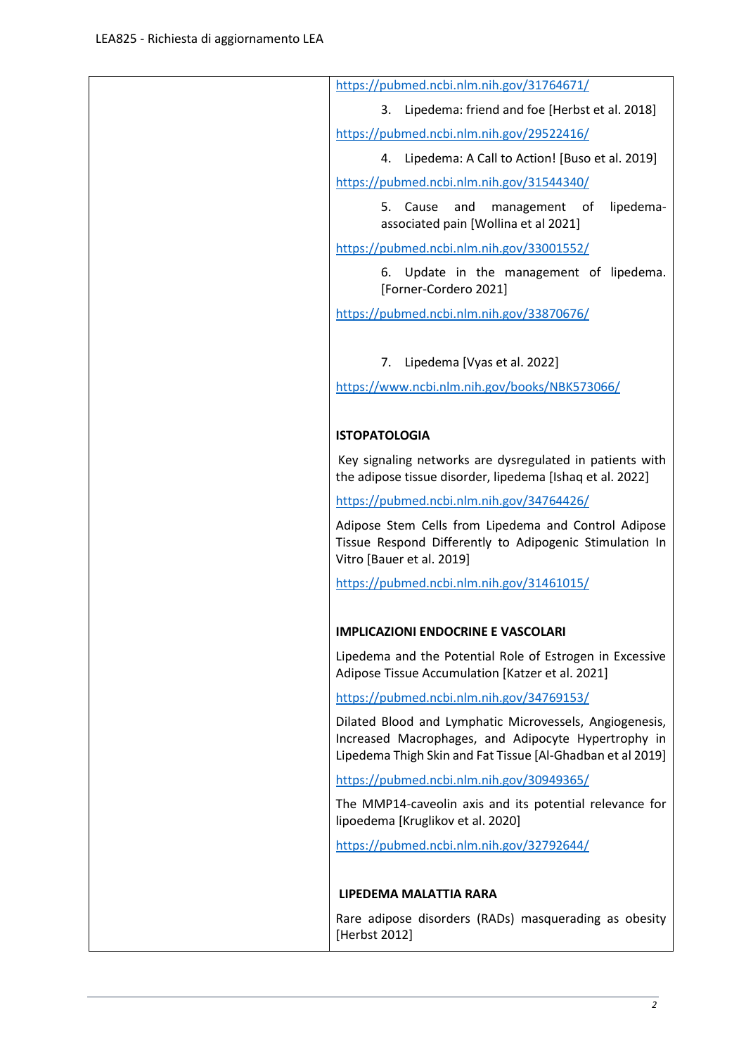| | https://pubmed.ncbi.nlm.nih.gov/31764671/<br><br>3. Lipedema: friend and foe [Herbst et al. 2018]<br><br>https://pubmed.ncbi.nlm.nih.gov/29522416/<br><br>4. Lipedema: A Call to Action! [Buso et al. 2019]<br><br>https://pubmed.ncbi.nlm.nih.gov/31544340/<br><br>5. Cause and management of lipedema-associated pain [Wollina et al 2021]<br><br>https://pubmed.ncbi.nlm.nih.gov/33001552/<br><br>6. Update in the management of lipedema. [Forner-Cordero 2021]<br><br>https://pubmed.ncbi.nlm.nih.gov/33870676/<br><br>7. Lipedema [Vyas et al. 2022]<br><br>https://www.ncbi.nlm.nih.gov/books/NBK573066/<br><br>**ISTOPATOLOGIA**<br><br>Key signaling networks are dysregulated in patients with the adipose tissue disorder, lipedema [Ishaq et al. 2022]<br><br>https://pubmed.ncbi.nlm.nih.gov/34764426/<br><br>Adipose Stem Cells from Lipedema and Control Adipose Tissue Respond Differently to Adipogenic Stimulation In Vitro [Bauer et al. 2019]<br><br>https://pubmed.ncbi.nlm.nih.gov/31461015/<br><br>**IMPLICAZIONI ENDOCRINE E VASCOLARI**<br><br>Lipedema and the Potential Role of Estrogen in Excessive Adipose Tissue Accumulation [Katzer et al. 2021]<br><br>https://pubmed.ncbi.nlm.nih.gov/34769153/<br><br>Dilated Blood and Lymphatic Microvessels, Angiogenesis, Increased Macrophages, and Adipocyte Hypertrophy in Lipedema Thigh Skin and Fat Tissue [Al-Ghadban et al 2019]<br><br>https://pubmed.ncbi.nlm.nih.gov/30949365/<br><br>The MMP14-caveolin axis and its potential relevance for lipoedema [Kruglikov et al. 2020]<br><br>https://pubmed.ncbi.nlm.nih.gov/32792644/<br><br>**LIPEDEMA MALATTIA RARA**<br><br>Rare adipose disorders (RADs) masquerading as obesity [Herbst 2012] |
|---|---|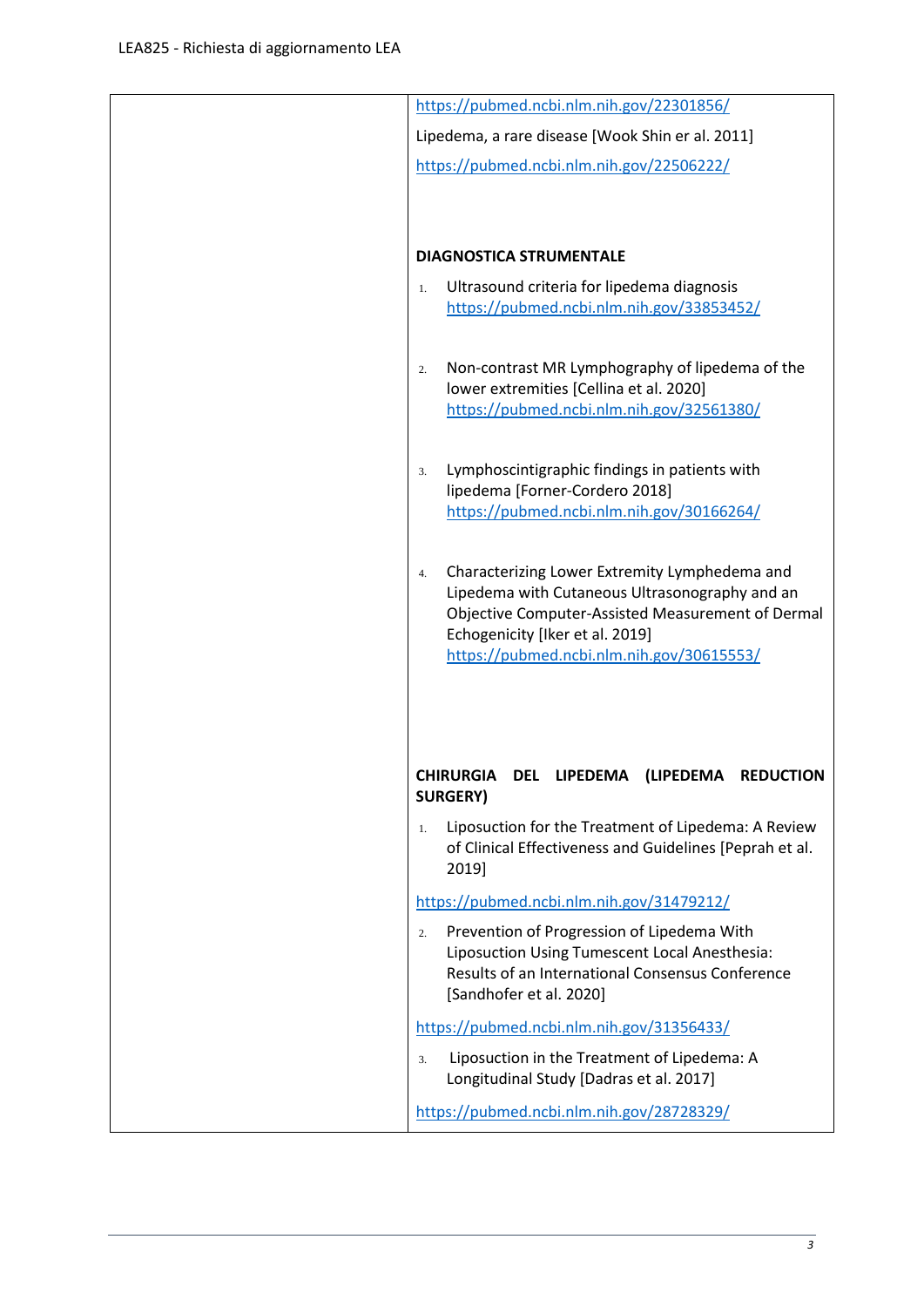| | |
|---|---|
| | https://pubmed.ncbi.nlm.nih.gov/22301856/<br><br>Lipedema, a rare disease [Wook Shin er al. 2011]<br><br>https://pubmed.ncbi.nlm.nih.gov/22506222/<br><br>**DIAGNOSTICA STRUMENTALE**<br><br>1. Ultrasound criteria for lipedema diagnosis https://pubmed.ncbi.nlm.nih.gov/33853452/<br><br>2. Non-contrast MR Lymphography of lipedema of the lower extremities [Cellina et al. 2020] https://pubmed.ncbi.nlm.nih.gov/32561380/<br><br>3. Lymphoscintigraphic findings in patients with lipedema [Forner-Cordero 2018] https://pubmed.ncbi.nlm.nih.gov/30166264/<br><br>4. Characterizing Lower Extremity Lymphedema and Lipedema with Cutaneous Ultrasonography and an Objective Computer-Assisted Measurement of Dermal Echogenicity [Iker et al. 2019] https://pubmed.ncbi.nlm.nih.gov/30615553/<br><br>**CHIRURGIA DEL LIPEDEMA (LIPEDEMA REDUCTION SURGERY)**<br><br>1. Liposuction for the Treatment of Lipedema: A Review of Clinical Effectiveness and Guidelines [Peprah et al. 2019]<br><br>https://pubmed.ncbi.nlm.nih.gov/31479212/<br><br>2. Prevention of Progression of Lipedema With Liposuction Using Tumescent Local Anesthesia: Results of an International Consensus Conference [Sandhofer et al. 2020]<br><br>https://pubmed.ncbi.nlm.nih.gov/31356433/<br><br>3. Liposuction in the Treatment of Lipedema: A Longitudinal Study [Dadras et al. 2017]<br><br>https://pubmed.ncbi.nlm.nih.gov/28728329/ |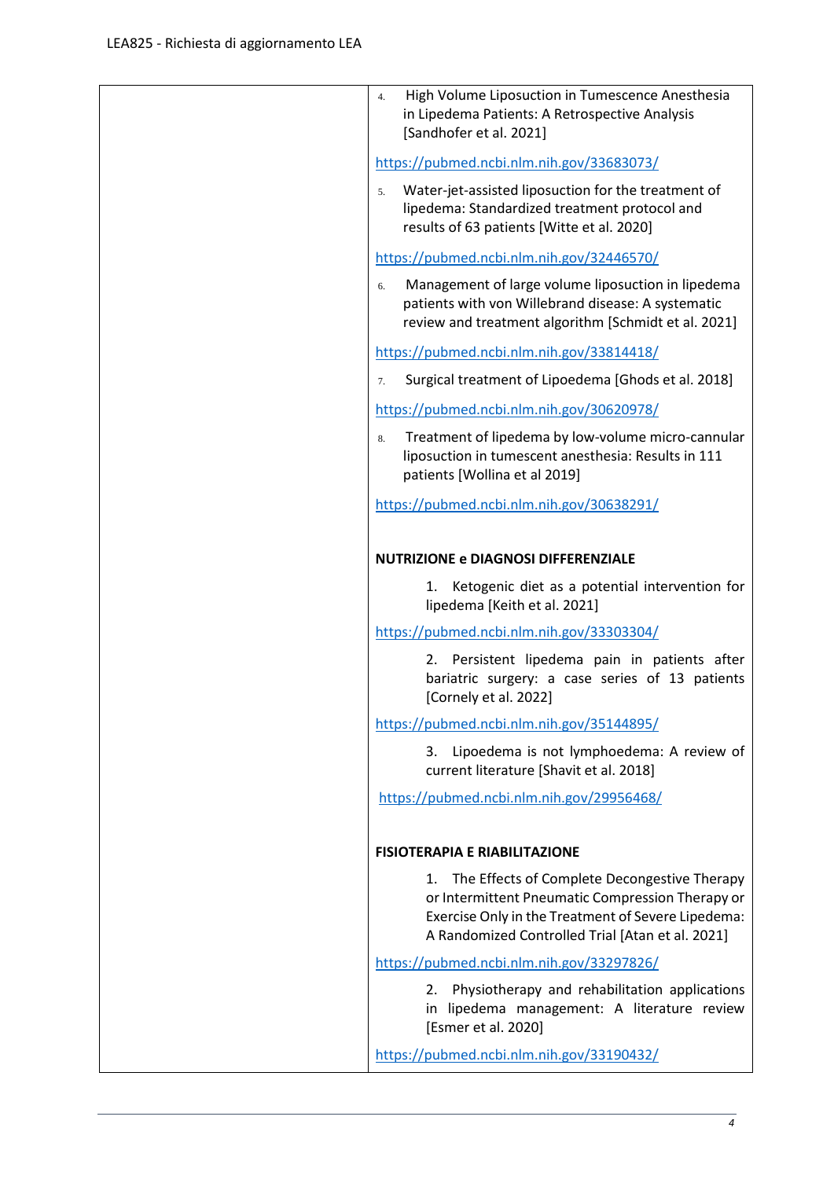| | |
|---|---|
| | 4. High Volume Liposuction in Tumescence Anesthesia in Lipedema Patients: A Retrospective Analysis [Sandhofer et al. 2021]<br><br>https://pubmed.ncbi.nlm.nih.gov/33683073/<br><br>5. Water-jet-assisted liposuction for the treatment of lipedema: Standardized treatment protocol and results of 63 patients [Witte et al. 2020]<br><br>https://pubmed.ncbi.nlm.nih.gov/32446570/<br><br>6. Management of large volume liposuction in lipedema patients with von Willebrand disease: A systematic review and treatment algorithm [Schmidt et al. 2021]<br><br>https://pubmed.ncbi.nlm.nih.gov/33814418/<br><br>7. Surgical treatment of Lipoedema [Ghods et al. 2018]<br><br>https://pubmed.ncbi.nlm.nih.gov/30620978/<br><br>8. Treatment of lipedema by low-volume micro-cannular liposuction in tumescent anesthesia: Results in 111 patients [Wollina et al 2019]<br><br>https://pubmed.ncbi.nlm.nih.gov/30638291/<br><br>**NUTRIZIONE e DIAGNOSI DIFFERENZIALE**<br><br>1. Ketogenic diet as a potential intervention for lipedema [Keith et al. 2021]<br><br>https://pubmed.ncbi.nlm.nih.gov/33303304/<br><br>2. Persistent lipedema pain in patients after bariatric surgery: a case series of 13 patients [Cornely et al. 2022]<br><br>https://pubmed.ncbi.nlm.nih.gov/35144895/<br><br>3. Lipoedema is not lymphoedema: A review of current literature [Shavit et al. 2018]<br><br>https://pubmed.ncbi.nlm.nih.gov/29956468/<br><br>**FISIOTERAPIA E RIABILITAZIONE**<br><br>1. The Effects of Complete Decongestive Therapy or Intermittent Pneumatic Compression Therapy or Exercise Only in the Treatment of Severe Lipedema: A Randomized Controlled Trial [Atan et al. 2021]<br><br>https://pubmed.ncbi.nlm.nih.gov/33297826/<br><br>2. Physiotherapy and rehabilitation applications in lipedema management: A literature review [Esmer et al. 2020]<br><br>https://pubmed.ncbi.nlm.nih.gov/33190432/ |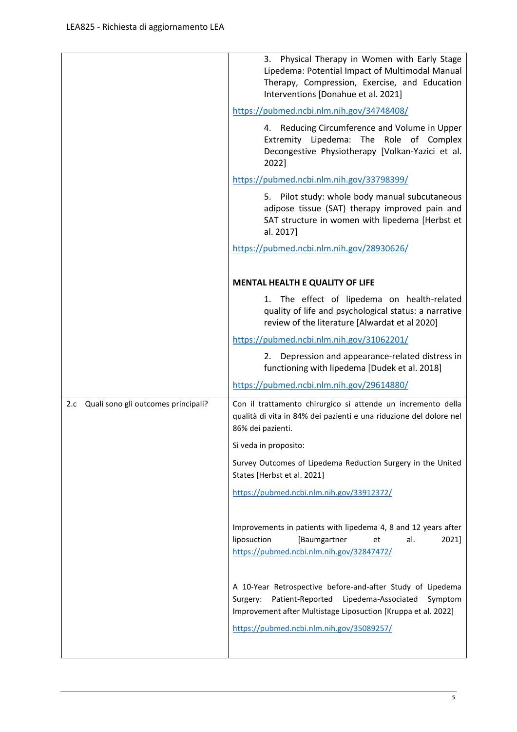| | |
|---|---|
| | 3. Physical Therapy in Women with Early Stage Lipedema: Potential Impact of Multimodal Manual Therapy, Compression, Exercise, and Education Interventions [Donahue et al. 2021]<br><br>https://pubmed.ncbi.nlm.nih.gov/34748408/<br><br>4. Reducing Circumference and Volume in Upper Extremity Lipedema: The Role of Complex Decongestive Physiotherapy [Volkan-Yazici et al. 2022]<br><br>https://pubmed.ncbi.nlm.nih.gov/33798399/<br><br>5. Pilot study: whole body manual subcutaneous adipose tissue (SAT) therapy improved pain and SAT structure in women with lipedema [Herbst et al. 2017]<br><br>https://pubmed.ncbi.nlm.nih.gov/28930626/<br><br>**MENTAL HEALTH E QUALITY OF LIFE**<br><br>1. The effect of lipedema on health-related quality of life and psychological status: a narrative review of the literature [Alwardat et al 2020]<br><br>https://pubmed.ncbi.nlm.nih.gov/31062201/<br><br>2. Depression and appearance-related distress in functioning with lipedema [Dudek et al. 2018]<br><br>https://pubmed.ncbi.nlm.nih.gov/29614880/ |
| 2.c Quali sono gli outcomes principali? | Con il trattamento chirurgico si attende un incremento della qualità di vita in 84% dei pazienti e una riduzione del dolore nel 86% dei pazienti.<br><br>Si veda in proposito:<br><br>Survey Outcomes of Lipedema Reduction Surgery in the United States [Herbst et al. 2021]<br><br>https://pubmed.ncbi.nlm.nih.gov/33912372/<br><br>Improvements in patients with lipedema 4, 8 and 12 years after liposuction [Baumgartner et al. 2021] https://pubmed.ncbi.nlm.nih.gov/32847472/<br><br>A 10-Year Retrospective before-and-after Study of Lipedema Surgery: Patient-Reported Lipedema-Associated Symptom Improvement after Multistage Liposuction [Kruppa et al. 2022]<br><br>https://pubmed.ncbi.nlm.nih.gov/35089257/ |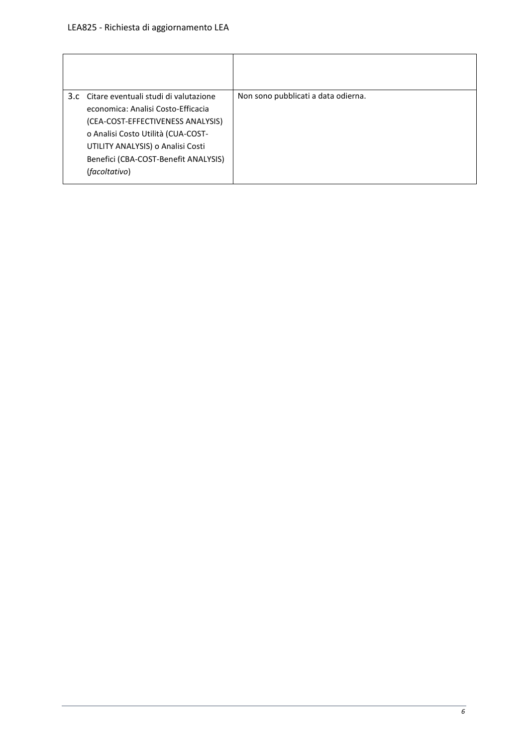| | |
|---|---|
| | |
| 3.c Citare eventuali studi di valutazione economica: Analisi Costo-Efficacia (CEA-COST-EFFECTIVENESS ANALYSIS) o Analisi Costo Utilità (CUA-COST-UTILITY ANALYSIS) o Analisi Costi Benefici (CBA-COST-Benefit ANALYSIS) (*facoltativo*) | Non sono pubblicati a data odierna. |